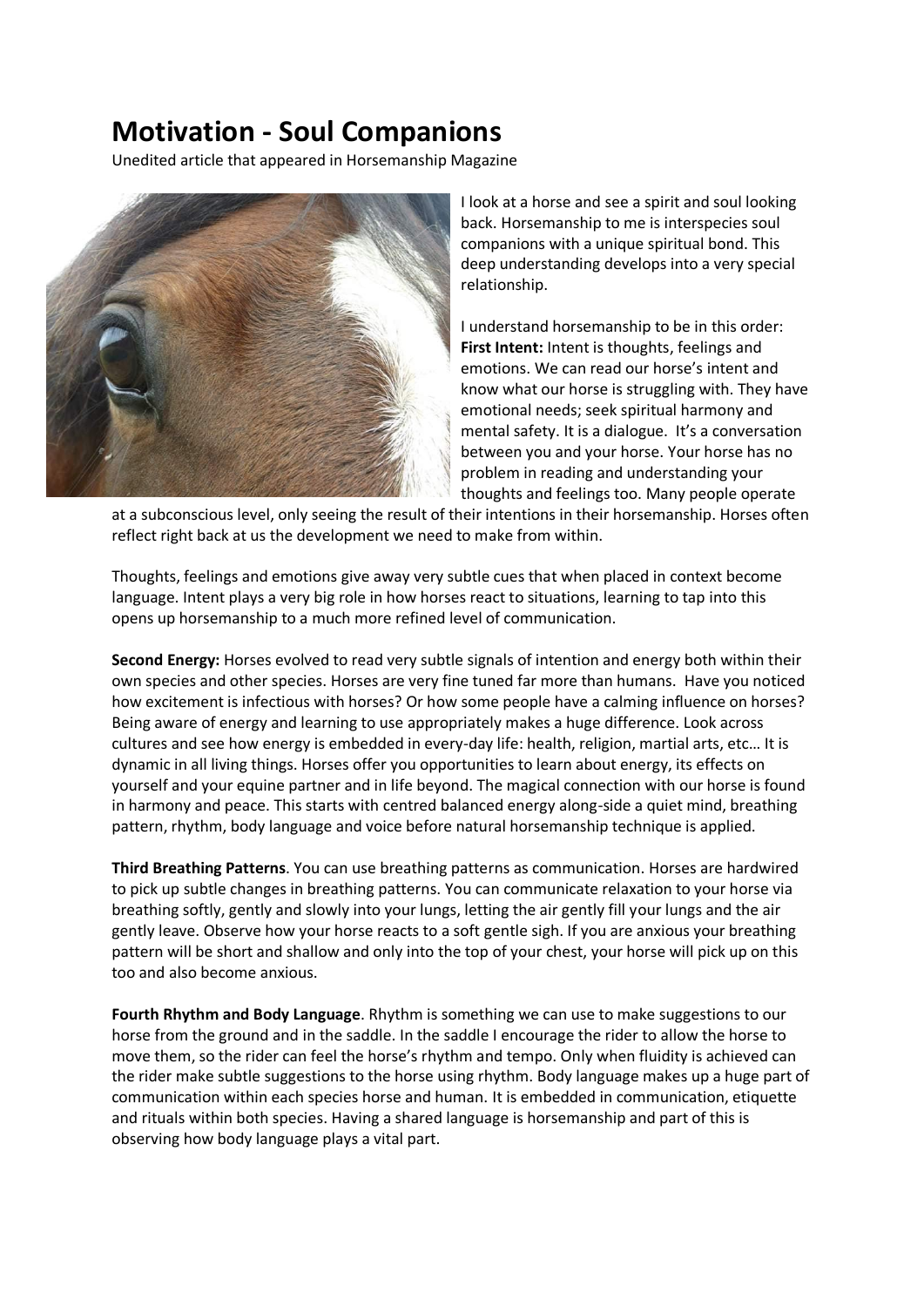# Motivation - Soul Companions

Unedited article that appeared in Horsemanship Magazine

I look at a horse and see a spirit and soul looking back. Horsemanship to me is interspecies soul companions with a unique spiritual bond. This deep understanding develops into a very special relationship.

I understand horsemanship to be in this order:
**First Intent:** Intent is thoughts, feelings and emotions. We can read our horse's intent and know what our horse is struggling with. They have emotional needs; seek spiritual harmony and mental safety. It is a dialogue. It's a conversation between you and your horse. Your horse has no problem in reading and understanding your thoughts and feelings too. Many people operate at a subconscious level, only seeing the result of their intentions in their horsemanship. Horses often reflect right back at us the development we need to make from within.

Thoughts, feelings and emotions give away very subtle cues that when placed in context become language. Intent plays a very big role in how horses react to situations, learning to tap into this opens up horsemanship to a much more refined level of communication.

**Second Energy:** Horses evolved to read very subtle signals of intention and energy both within their own species and other species. Horses are very fine tuned far more than humans. Have you noticed how excitement is infectious with horses? Or how some people have a calming influence on horses? Being aware of energy and learning to use appropriately makes a huge difference. Look across cultures and see how energy is embedded in every-day life: health, religion, martial arts, etc… It is dynamic in all living things. Horses offer you opportunities to learn about energy, its effects on yourself and your equine partner and in life beyond. The magical connection with our horse is found in harmony and peace. This starts with centred balanced energy along-side a quiet mind, breathing pattern, rhythm, body language and voice before natural horsemanship technique is applied.

**Third Breathing Patterns**. You can use breathing patterns as communication. Horses are hardwired to pick up subtle changes in breathing patterns. You can communicate relaxation to your horse via breathing softly, gently and slowly into your lungs, letting the air gently fill your lungs and the air gently leave. Observe how your horse reacts to a soft gentle sigh. If you are anxious your breathing pattern will be short and shallow and only into the top of your chest, your horse will pick up on this too and also become anxious.

**Fourth Rhythm and Body Language**. Rhythm is something we can use to make suggestions to our horse from the ground and in the saddle. In the saddle I encourage the rider to allow the horse to move them, so the rider can feel the horse's rhythm and tempo. Only when fluidity is achieved can the rider make subtle suggestions to the horse using rhythm. Body language makes up a huge part of communication within each species horse and human. It is embedded in communication, etiquette and rituals within both species. Having a shared language is horsemanship and part of this is observing how body language plays a vital part.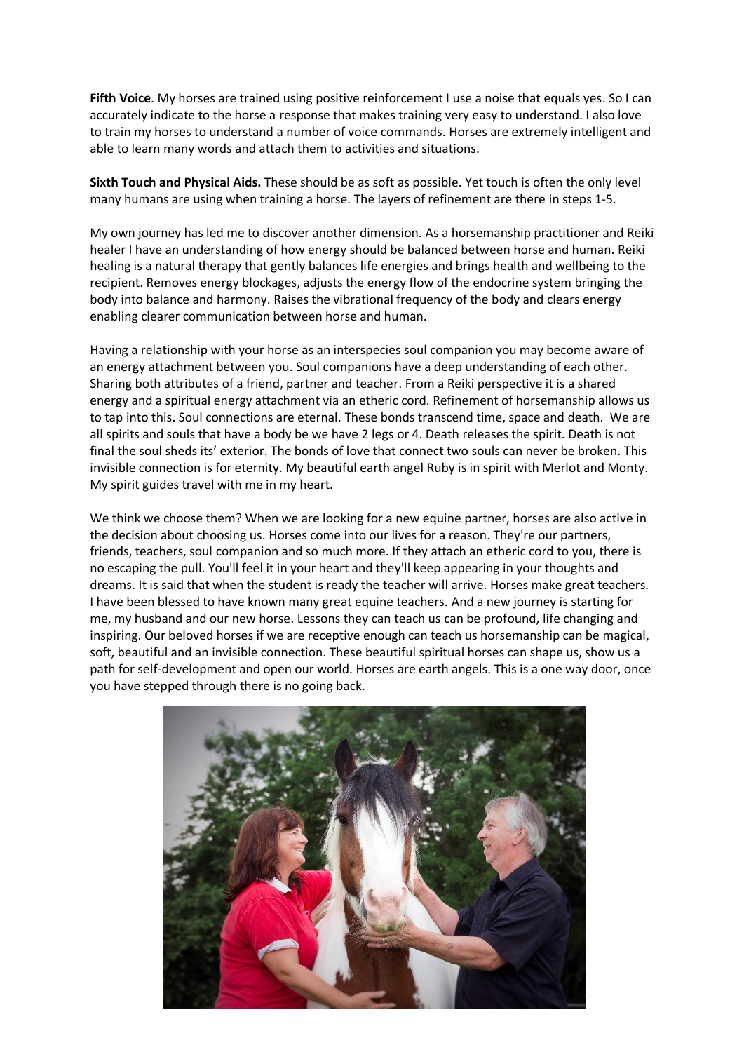**Fifth Voice**. My horses are trained using positive reinforcement I use a noise that equals yes. So I can accurately indicate to the horse a response that makes training very easy to understand. I also love to train my horses to understand a number of voice commands. Horses are extremely intelligent and able to learn many words and attach them to activities and situations.

**Sixth Touch and Physical Aids.** These should be as soft as possible. Yet touch is often the only level many humans are using when training a horse. The layers of refinement are there in steps 1-5.

My own journey has led me to discover another dimension. As a horsemanship practitioner and Reiki healer I have an understanding of how energy should be balanced between horse and human. Reiki healing is a natural therapy that gently balances life energies and brings health and wellbeing to the recipient. Removes energy blockages, adjusts the energy flow of the endocrine system bringing the body into balance and harmony. Raises the vibrational frequency of the body and clears energy enabling clearer communication between horse and human.

Having a relationship with your horse as an interspecies soul companion you may become aware of an energy attachment between you. Soul companions have a deep understanding of each other. Sharing both attributes of a friend, partner and teacher. From a Reiki perspective it is a shared energy and a spiritual energy attachment via an etheric cord. Refinement of horsemanship allows us to tap into this. Soul connections are eternal. These bonds transcend time, space and death. We are all spirits and souls that have a body be we have 2 legs or 4. Death releases the spirit. Death is not final the soul sheds its' exterior. The bonds of love that connect two souls can never be broken. This invisible connection is for eternity. My beautiful earth angel Ruby is in spirit with Merlot and Monty. My spirit guides travel with me in my heart.

We think we choose them? When we are looking for a new equine partner, horses are also active in the decision about choosing us. Horses come into our lives for a reason. They're our partners, friends, teachers, soul companion and so much more. If they attach an etheric cord to you, there is no escaping the pull. You'll feel it in your heart and they'll keep appearing in your thoughts and dreams. It is said that when the student is ready the teacher will arrive. Horses make great teachers. I have been blessed to have known many great equine teachers. And a new journey is starting for me, my husband and our new horse. Lessons they can teach us can be profound, life changing and inspiring. Our beloved horses if we are receptive enough can teach us horsemanship can be magical, soft, beautiful and an invisible connection. These beautiful spiritual horses can shape us, show us a path for self-development and open our world. Horses are earth angels. This is a one way door, once you have stepped through there is no going back.